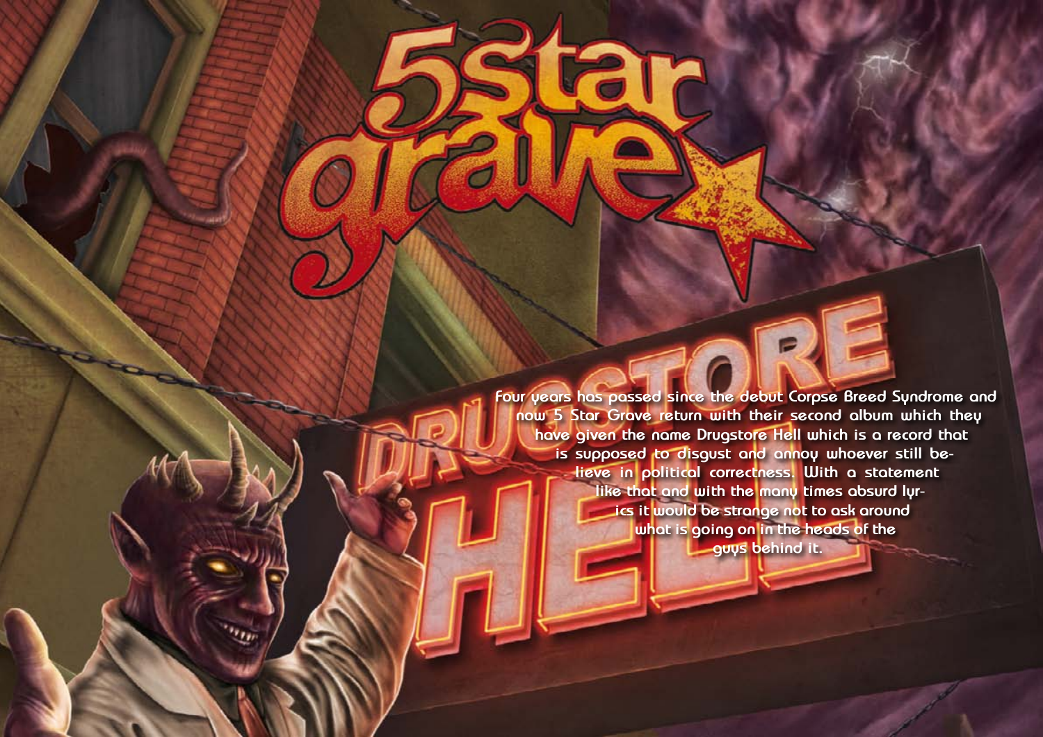# 5 Star Grave

Four years has passed since the debut Corpse Breed Syndrome and now 5 Star Grave return with their second album which they have given the name Drugstore Hell which is a record that is supposed to disgust and annoy whoever still believe in political correctness. With a statement like that and with the many times absurd lyrics it would be strange not to ask around what is going on in the heads of the guys behind it.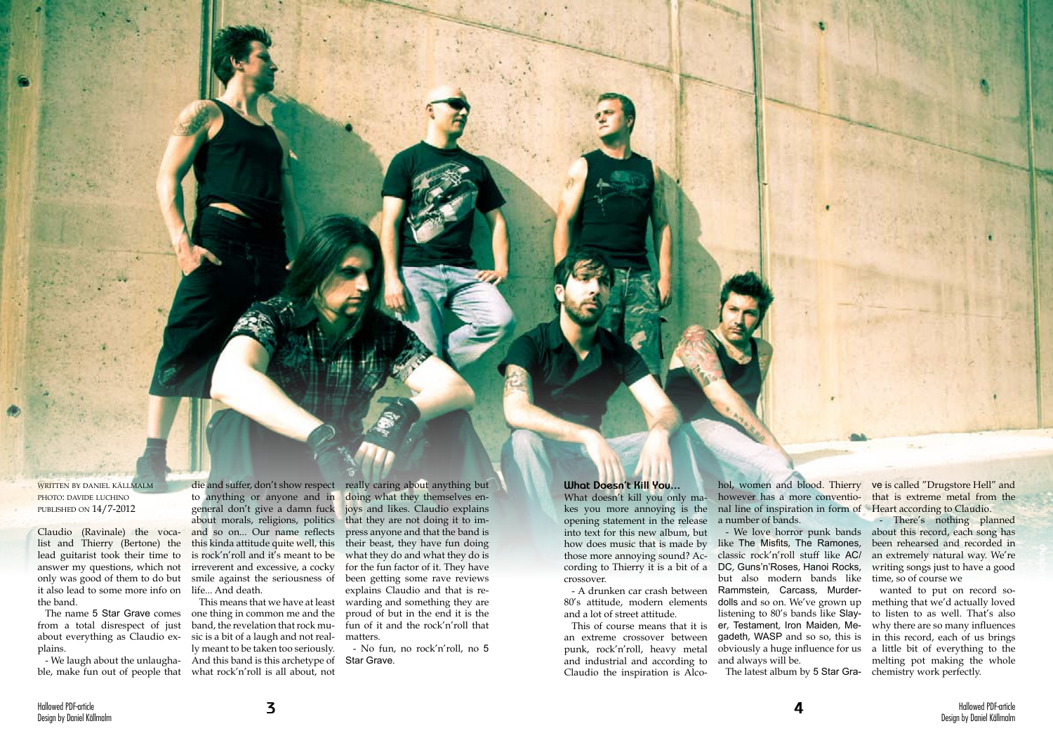WRITTEN BY DANIEL KÄLLMALM
PHOTO: DAVIDE LUCHINO
PUBLISHED ON 14/7-2012

Claudio (Ravinale) the vocalist and Thierry (Bertone) the lead guitarist took their time to answer my questions, which not only was good of them to do but it also lead to some more info on the band.

The name 5 Star Grave comes from a total disrespect of just about everything as Claudio explains.

- We laugh about the unlaughable, make fun out of people that die and suffer, don't show respect to anything or anyone and in general don't give a damn fuck about morals, religions, politics and so on... Our name reflects this kinda attitude quite well, this is rock'n'roll and it's meant to be irreverent and excessive, a cocky smile against the seriousness of life... And death.

This means that we have at least one thing in common me and the band, the revelation that rock music is a bit of a laugh and not really meant to be taken too seriously. And this band is this archetype of what rock'n'roll is all about, not really caring about anything but doing what they themselves enjoys and likes. Claudio explains that they are not doing it to impress anyone and that the band is their beast, they have fun doing what they do and what they do is for the fun factor of it. They have been getting some rave reviews explains Claudio and that is rewarding and something they are proud of but in the end it is the fun of it and the rock'n'roll that matters.

- No fun, no rock'n'roll, no 5 Star Grave.

## What Doesn't Kill You...

What doesn't kill you only makes you more annoying is the opening statement in the release into text for this new album, but how does music that is made by those more annoying sound? According to Thierry it is a bit of a crossover.

- A drunken car crash between 80's attitude, modern elements and a lot of street attitude.

This of course means that it is an extreme crossover between punk, rock'n'roll, heavy metal and industrial and according to Claudio the inspiration is Alcohol, women and blood. Thierry however has a more conventional line of inspiration in form of a number of bands.

- We love horror punk bands like The Misfits, The Ramones, classic rock'n'roll stuff like AC/DC, Guns'n'Roses, Hanoi Rocks, but also modern bands like Rammstein, Carcass, Murderdolls and so on. We've grown up listening to 80's bands like Slayer, Testament, Iron Maiden, Megadeth, WASP and so so, this is obviously a huge influence for us and always will be.

The latest album by 5 Star Grave is called "Drugstore Hell" and that is extreme metal from the Heart according to Claudio.

- There's nothing planned about this record, each song has been rehearsed and recorded in an extremely natural way. We're writing songs just to have a good time, so of course we wanted to put on record something that we'd actually loved to listen to as well. That's also why there are so many influences in this record, each of us brings a little bit of everything to the melting pot making the whole chemistry work perfectly.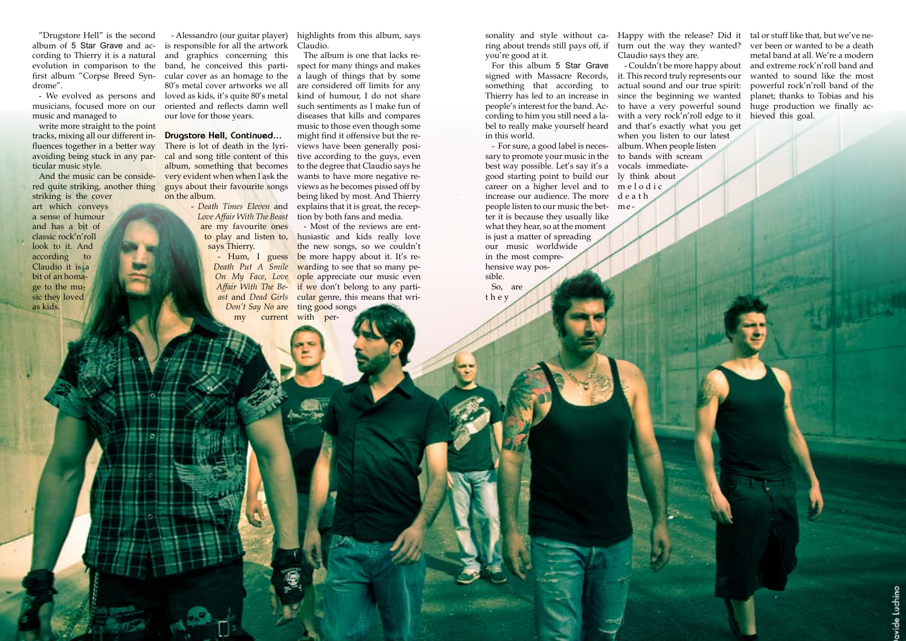"Drugstore Hell" is the second album of 5 Star Grave and according to Thierry it is a natural evolution in comparison to the first album "Corpse Breed Syndrome".

- We evolved as persons and musicians, focused more on our music and managed to write more straight to the point tracks, mixing all our different influences together in a better way avoiding being stuck in any particular music style.

And the music can be considered quite striking, another thing striking is the cover art which conveys a sense of humour and has a bit of classic rock'n'roll look to it. And according to Claudio it is a bit of an homage to the music they loved as kids.

- Alessandro (our guitar player) is responsible for all the artwork and graphics concerning this band, he conceived this particular cover as an homage to the 80's metal cover artworks we all loved as kids, it's quite 80's metal oriented and reflects damn well our love for those years.

**Drugstore Hell, Continued...**

There is lot of death in the lyrical and song title content of this album, something that becomes very evident when when I ask the guys about their favourite songs on the album.

- *Death Times Eleven* and *Love Affair With The Beast* are my favourite ones to play and listen to, says Thierry.

- Hum, I guess *Death Put A Smile On My Face*, *Love Affair With The Beast* and *Dead Girls Don't Say No* are my current highlights from this album, says Claudio.

The album is one that lacks respect for many things and makes a laugh of things that by some are considered off limits for any kind of humour, I do not share such sentiments as I make fun of diseases that kills and compares music to those even though some might find it offensive but the reviews have been generally positive according to the guys, even to the degree that Claudio says he wants to have more negative reviews as he becomes pissed off by being liked by most. And Thierry explains that it is great, the reception by both fans and media.

- Most of the reviews are enthusiastic and kids really love the new songs, so we couldn't be more happy about it. It's rewarding to see that so many people appreciate our music even if we don't belong to any particular genre, this means that writing good songs with personality and style without caring about trends still pays off, if you're good at it.

For this album 5 Star Grave signed with Massacre Records, something that according to Thierry has led to an increase in people's interest for the band. According to him you still need a label to really make yourself heard in this world.

- For sure, a good label is necessary to promote your music in the best way possible. Let's say it's a good starting point to build our career on a higher level and to increase our audience. The more people listen to our music the better it is because they usually like what they hear, so at the moment is just a matter of spreading our music worldwide in the most comprehensive way possible.

So, are they Happy with the release? Did it turn out the way they wanted? Claudio says they are.

- Couldn't be more happy about it. This record truly represents our actual sound and our true spirit: since the beginning we wanted to have a very powerful sound with a very rock'n'roll edge to it and that's exactly what you get when you listen to our latest album. When people listen to bands with scream vocals immediately think about melodic death metal or stuff like that, but we've never been or wanted to be a death metal band at all. We're a modern and extreme rock'n'roll band and wanted to sound like the most powerful rock'n'roll band of the planet; thanks to Tobias and his huge production we finally achieved this goal.

Davide Luchino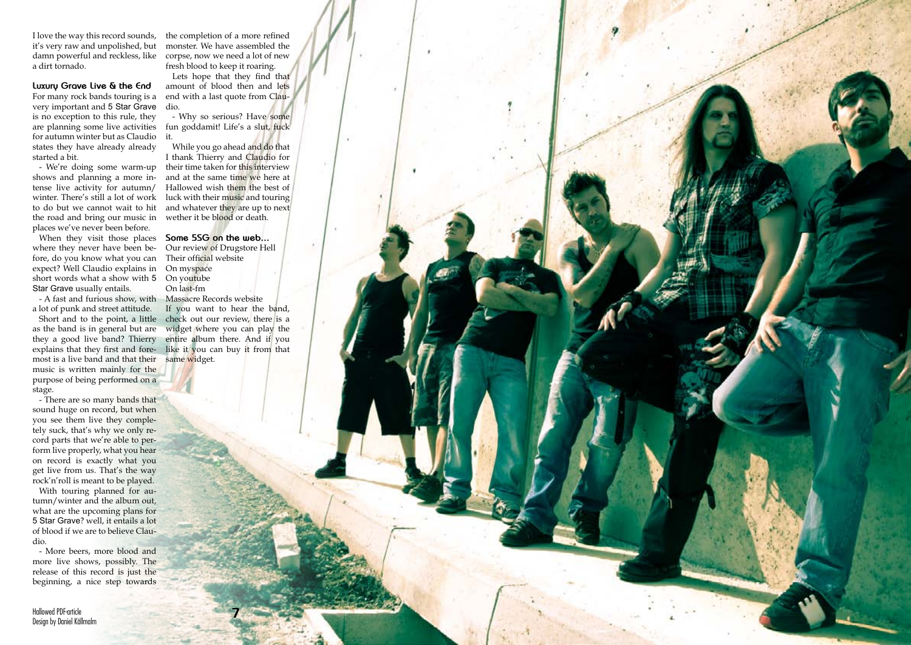I love the way this record sounds, it's very raw and unpolished, but damn powerful and reckless, like a dirt tornado.

### Luxury Grave Live & the End

For many rock bands touring is a very important and 5 Star Grave is no exception to this rule, they are planning some live activities for autumn winter but as Claudio states they have already already started a bit.

- We're doing some warm-up shows and planning a more intense live activity for autumn/winter. There's still a lot of work to do but we cannot wait to hit the road and bring our music in places we've never been before.

When they visit those places where they never have been before, do you know what you can expect? Well Claudio explains in short words what a show with 5 Star Grave usually entails.

- A fast and furious show, with a lot of punk and street attitude.

Short and to the point, a little as the band is in general but are they a good live band? Thierry explains that they first and foremost is a live band and that their music is written mainly for the purpose of being performed on a stage.

- There are so many bands that sound huge on record, but when you see them live they completely suck, that's why we only record parts that we're able to perform live properly, what you hear on record is exactly what you get live from us. That's the way rock'n'roll is meant to be played.

With touring planned for autumn/winter and the album out, what are the upcoming plans for 5 Star Grave? well, it entails a lot of blood if we are to believe Claudio.

- More beers, more blood and more live shows, possibly. The release of this record is just the beginning, a nice step towards the completion of a more refined monster. We have assembled the corpse, now we need a lot of new fresh blood to keep it roaring.

Lets hope that they find that amount of blood then and lets end with a last quote from Claudio.

- Why so serious? Have some fun goddamit! Life's a slut, fuck it.

While you go ahead and do that I thank Thierry and Claudio for their time taken for this interview and at the same time we here at Hallowed wish them the best of luck with their music and touring and whatever they are up to next wether it be blood or death.

### Some 5SG on the web...

Our review of Drugstore Hell
Their official website
On myspace
On youtube
On last-fm
Massacre Records website

If you want to hear the band, check out our review, there is a widget where you can play the entire album there. And if you like it you can buy it from that same widget.